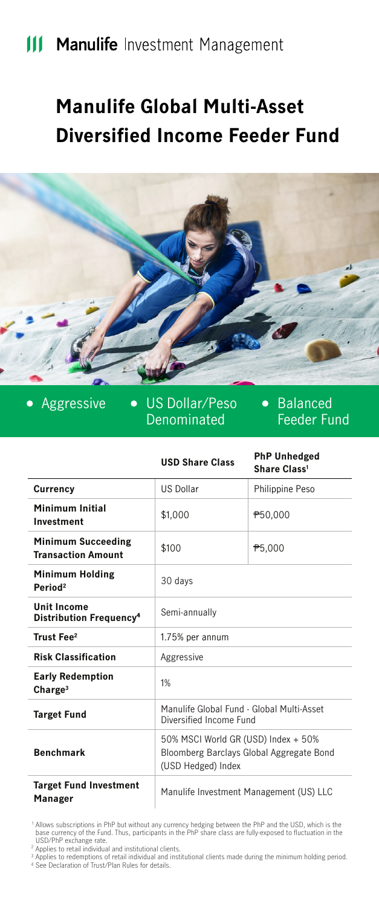Manulife Investment Management

# Manulife Global Multi-Asset Diversified Income Feeder Fund

- Aggressive
- US Dollar/Peso Denominated
- Balanced Feeder Fund

| | USD Share Class | PhP Unhedged Share Class[1] |
|---|---|---|
| **Currency** | US Dollar | Philippine Peso |
| **Minimum Initial Investment** | $1,000 | ₱50,000 |
| **Minimum Succeeding Transaction Amount** | $100 | ₱5,000 |
| **Minimum Holding Period**[2] | 30 days | |
| **Unit Income Distribution Frequency**[4] | Semi-annually | |
| **Trust Fee**[2] | 1.75% per annum | |
| **Risk Classification** | Aggressive | |
| **Early Redemption Charge**[3] | 1% | |
| **Target Fund** | Manulife Global Fund - Global Multi-Asset Diversified Income Fund | |
| **Benchmark** | 50% MSCI World GR (USD) Index + 50% Bloomberg Barclays Global Aggregate Bond (USD Hedged) Index | |
| **Target Fund Investment Manager** | Manulife Investment Management (US) LLC | |

[1] Allows subscriptions in PhP but without any currency hedging between the PhP and the USD, which is the base currency of the Fund. Thus, participants in the PhP share class are fully-exposed to fluctuation in the USD/PhP exchange rate.
[2] Applies to retail individual and institutional clients.
[3] Applies to redemptions of retail individual and institutional clients made during the minimum holding period.
[4] See Declaration of Trust/Plan Rules for details.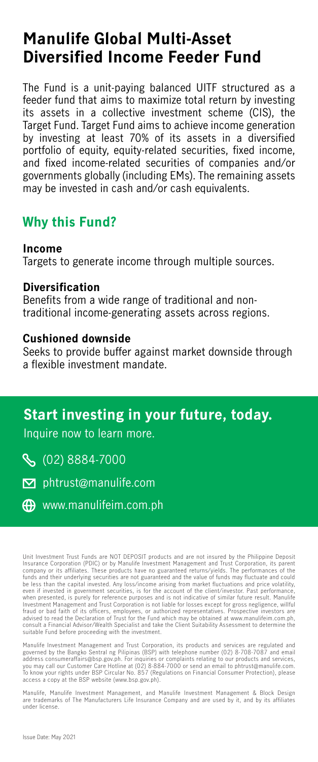# Manulife Global Multi-Asset Diversified Income Feeder Fund

The Fund is a unit-paying balanced UITF structured as a feeder fund that aims to maximize total return by investing its assets in a collective investment scheme (CIS), the Target Fund. Target Fund aims to achieve income generation by investing at least 70% of its assets in a diversified portfolio of equity, equity-related securities, fixed income, and fixed income-related securities of companies and/or governments globally (including EMs). The remaining assets may be invested in cash and/or cash equivalents.

## Why this Fund?

**Income**

Targets to generate income through multiple sources.

**Diversification**

Benefits from a wide range of traditional and non-traditional income-generating assets across regions.

**Cushioned downside**

Seeks to provide buffer against market downside through a flexible investment mandate.

## Start investing in your future, today.

Inquire now to learn more.

- (02) 8884-7000
- phtrust@manulife.com
- www.manulifeim.com.ph

Unit Investment Trust Funds are NOT DEPOSIT products and are not insured by the Philippine Deposit Insurance Corporation (PDIC) or by Manulife Investment Management and Trust Corporation, its parent company or its affiliates. These products have no guaranteed returns/yields. The performances of the funds and their underlying securities are not guaranteed and the value of funds may fluctuate and could be less than the capital invested. Any loss/income arising from market fluctuations and price volatility, even if invested in government securities, is for the account of the client/investor. Past performance, when presented, is purely for reference purposes and is not indicative of similar future result. Manulife Investment Management and Trust Corporation is not liable for losses except for gross negligence, willful fraud or bad faith of its officers, employees, or authorized representatives. Prospective investors are advised to read the Declaration of Trust for the Fund which may be obtained at www.manulifeim.com.ph, consult a Financial Advisor/Wealth Specialist and take the Client Suitability Assessment to determine the suitable Fund before proceeding with the investment.

Manulife Investment Management and Trust Corporation, its products and services are regulated and governed by the Bangko Sentral ng Pilipinas (BSP) with telephone number (02) 8-708-7087 and email address consumeraffairs@bsp.gov.ph. For inquiries or complaints relating to our products and services, you may call our Customer Care Hotline at (02) 8-884-7000 or send an email to phtrust@manulife.com. To know your rights under BSP Circular No. 857 (Regulations on Financial Consumer Protection), please access a copy at the BSP website (www.bsp.gov.ph).

Manulife, Manulife Investment Management, and Manulife Investment Management & Block Design are trademarks of The Manufacturers Life Insurance Company and are used by it, and by its affiliates under license.

Issue Date: May 2021